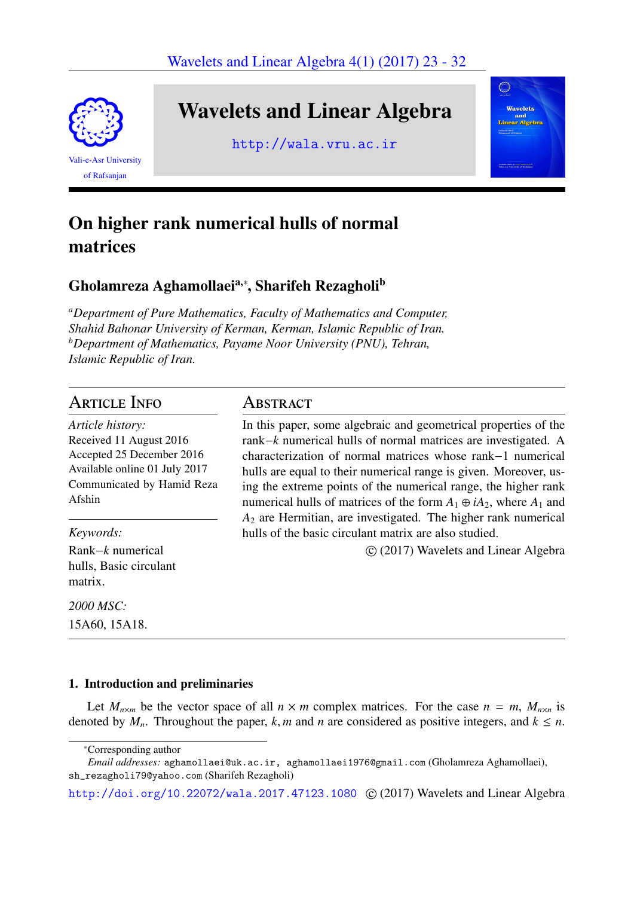# On higher rank numerical hulls of normal matrices

## Gholamreza Aghamollaei[a,*], Sharifeh Rezagholi[b]

[a] *Department of Pure Mathematics, Faculty of Mathematics and Computer, Shahid Bahonar University of Kerman, Kerman, Islamic Republic of Iran.*
[b] *Department of Mathematics, Payame Noor University (PNU), Tehran, Islamic Republic of Iran.*

### Article Info

*Article history:*
Received 11 August 2016
Accepted 25 December 2016
Available online 01 July 2017
Communicated by Hamid Reza Afshin

*Keywords:*
Rank$-k$ numerical hulls, Basic circulant matrix.

*2000 MSC:*
15A60, 15A18.

### Abstract

In this paper, some algebraic and geometrical properties of the rank$-k$ numerical hulls of normal matrices are investigated. A characterization of normal matrices whose rank$-1$ numerical hulls are equal to their numerical range is given. Moreover, using the extreme points of the numerical range, the higher rank numerical hulls of matrices of the form $A_1 \oplus iA_2$, where $A_1$ and $A_2$ are Hermitian, are investigated. The higher rank numerical hulls of the basic circulant matrix are also studied.

© (2017) Wavelets and Linear Algebra

### 1. Introduction and preliminaries

Let $M_{n\times m}$ be the vector space of all $n \times m$ complex matrices. For the case $n = m$, $M_{n\times n}$ is denoted by $M_n$. Throughout the paper, $k, m$ and $n$ are considered as positive integers, and $k \leq n$.

*Corresponding author

*Email addresses:* aghamollaei@uk.ac.ir, aghamollaei1976@gmail.com (Gholamreza Aghamollaei), sh_rezagholi79@yahoo.com (Sharifeh Rezagholi)

http://doi.org/10.22072/wala.2017.47123.1080 © (2017) Wavelets and Linear Algebra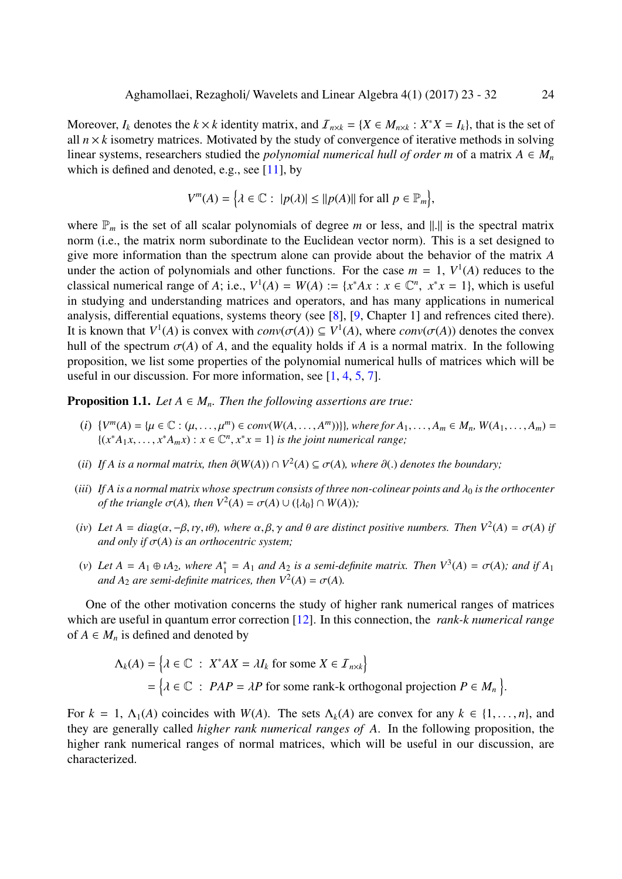Moreover, $I_k$ denotes the $k \times k$ identity matrix, and $\mathcal{I}_{n\times k} = \{X \in M_{n\times k} : X^*X = I_k\}$, that is the set of all $n \times k$ isometry matrices. Motivated by the study of convergence of iterative methods in solving linear systems, researchers studied the *polynomial numerical hull of order m* of a matrix $A \in M_n$ which is defined and denoted, e.g., see [11], by

$$V^m(A) = \Big\{\lambda \in \mathbb{C} : \ |p(\lambda)| \le \|p(A)\| \text{ for all } p \in \mathbb{P}_m\Big\},$$

where $\mathbb{P}_m$ is the set of all scalar polynomials of degree $m$ or less, and $\|.\|$ is the spectral matrix norm (i.e., the matrix norm subordinate to the Euclidean vector norm). This is a set designed to give more information than the spectrum alone can provide about the behavior of the matrix $A$ under the action of polynomials and other functions. For the case $m = 1$, $V^1(A)$ reduces to the classical numerical range of $A$; i.e., $V^1(A) = W(A) := \{x^*Ax : x \in \mathbb{C}^n, \ x^*x = 1\}$, which is useful in studying and understanding matrices and operators, and has many applications in numerical analysis, differential equations, systems theory (see [8], [9, Chapter 1] and refrences cited there). It is known that $V^1(A)$ is convex with $conv(\sigma(A)) \subseteq V^1(A)$, where $conv(\sigma(A))$ denotes the convex hull of the spectrum $\sigma(A)$ of $A$, and the equality holds if $A$ is a normal matrix. In the following proposition, we list some properties of the polynomial numerical hulls of matrices which will be useful in our discussion. For more information, see [1, 4, 5, 7].

**Proposition 1.1.** *Let $A \in M_n$. Then the following assertions are true:*

(*i*) $\{V^m(A) = \{\mu \in \mathbb{C} : (\mu, \dots, \mu^m) \in conv(W(A, \dots, A^m))\}\}$, *where for* $A_1, \dots, A_m \in M_n$, $W(A_1, \dots, A_m) = \{(x^*A_1x, \dots, x^*A_mx) : x \in \mathbb{C}^n, x^*x = 1\}$ *is the joint numerical range;*

(*ii*) *If $A$ is a normal matrix, then $\partial(W(A)) \cap V^2(A) \subseteq \sigma(A)$, where $\partial(.)$ denotes the boundary;*

(*iii*) *If $A$ is a normal matrix whose spectrum consists of three non-colinear points and $\lambda_0$ is the orthocenter of the triangle $\sigma(A)$, then $V^2(A) = \sigma(A) \cup (\{\lambda_0\} \cap W(A))$;*

(*iv*) *Let $A = diag(\alpha, -\beta, \imath\gamma, \imath\theta)$, where $\alpha, \beta, \gamma$ and $\theta$ are distinct positive numbers. Then $V^2(A) = \sigma(A)$ if and only if $\sigma(A)$ is an orthocentric system;*

(*v*) *Let $A = A_1 \oplus \imath A_2$, where $A_1^* = A_1$ and $A_2$ is a semi-definite matrix. Then $V^3(A) = \sigma(A)$; and if $A_1$ and $A_2$ are semi-definite matrices, then $V^2(A) = \sigma(A)$.*

One of the other motivation concerns the study of higher rank numerical ranges of matrices which are useful in quantum error correction [12]. In this connection, the *rank-k numerical range* of $A \in M_n$ is defined and denoted by

$$\begin{aligned}\Lambda_k(A) &= \Big\{\lambda \in \mathbb{C} \ : \ X^*AX = \lambda I_k \text{ for some } X \in \mathcal{I}_{n\times k}\Big\} \\ &= \Big\{\lambda \in \mathbb{C} \ : \ PAP = \lambda P \text{ for some rank-k orthogonal projection } P \in M_n\Big\}.\end{aligned}$$

For $k = 1$, $\Lambda_1(A)$ coincides with $W(A)$. The sets $\Lambda_k(A)$ are convex for any $k \in \{1, \dots, n\}$, and they are generally called *higher rank numerical ranges of A*. In the following proposition, the higher rank numerical ranges of normal matrices, which will be useful in our discussion, are characterized.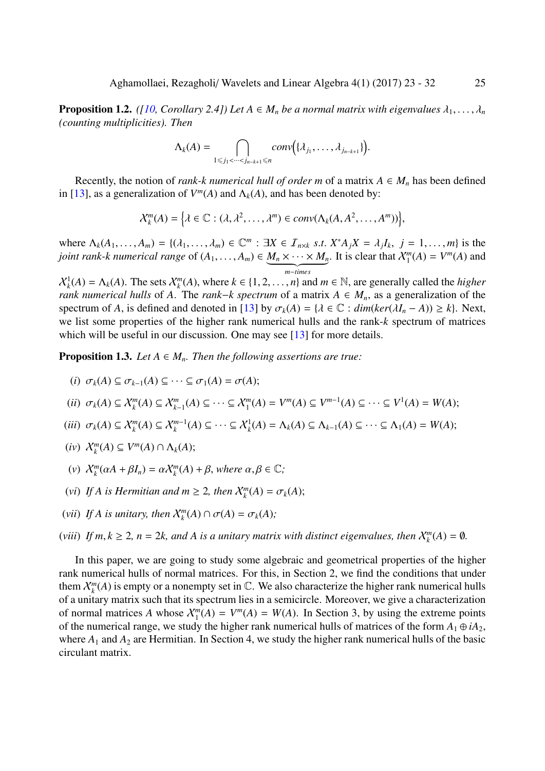**Proposition 1.2.** *([10, Corollary 2.4]) Let $A \in M_n$ be a normal matrix with eigenvalues $\lambda_1, \dots, \lambda_n$ (counting multiplicities). Then*

$$\Lambda_k(A) = \bigcap_{1 \leqslant j_1 < \cdots < j_{n-k+1} \leqslant n} conv\Big(\{\lambda_{j_1}, \dots, \lambda_{j_{n-k+1}}\}\Big).$$

Recently, the notion of *rank-k numerical hull of order m* of a matrix $A \in M_n$ has been defined in [13], as a generalization of $V^m(A)$ and $\Lambda_k(A)$, and has been denoted by:

$$\mathcal{X}_k^m(A) = \Big\{\lambda \in \mathbb{C} : (\lambda, \lambda^2, \dots, \lambda^m) \in conv(\Lambda_k(A, A^2, \dots, A^m))\Big\},$$

where $\Lambda_k(A_1, \dots, A_m) = \{(\lambda_1, \dots, \lambda_m) \in \mathbb{C}^m : \exists X \in \mathcal{I}_{n \times k} \ s.t. \ X^* A_j X = \lambda_j I_k, \ j = 1, \dots, m\}$ is the *joint rank-k numerical range* of $(A_1, \dots, A_m) \in \underbrace{M_n \times \cdots \times M_n}_{m-times}$. It is clear that $\mathcal{X}_1^m(A) = V^m(A)$ and $\mathcal{X}_k^1(A) = \Lambda_k(A)$. The sets $\mathcal{X}_k^m(A)$, where $k \in \{1, 2, \dots, n\}$ and $m \in \mathbb{N}$, are generally called the *higher rank numerical hulls* of $A$. The *rank−k spectrum* of a matrix $A \in M_n$, as a generalization of the spectrum of $A$, is defined and denoted in [13] by $\sigma_k(A) = \{\lambda \in \mathbb{C} : dim(ker(\lambda I_n - A)) \geq k\}$. Next, we list some properties of the higher rank numerical hulls and the rank-$k$ spectrum of matrices which will be useful in our discussion. One may see [13] for more details.

**Proposition 1.3.** *Let $A \in M_n$. Then the following assertions are true:*

(*i*) $\sigma_k(A) \subseteq \sigma_{k-1}(A) \subseteq \cdots \subseteq \sigma_1(A) = \sigma(A)$;

(*ii*) $\sigma_k(A) \subseteq \mathcal{X}_k^m(A) \subseteq \mathcal{X}_{k-1}^m(A) \subseteq \cdots \subseteq \mathcal{X}_1^m(A) = V^m(A) \subseteq V^{m-1}(A) \subseteq \cdots \subseteq V^1(A) = W(A)$;

(*iii*) $\sigma_k(A) \subseteq \mathcal{X}_k^m(A) \subseteq \mathcal{X}_k^{m-1}(A) \subseteq \cdots \subseteq \mathcal{X}_k^1(A) = \Lambda_k(A) \subseteq \Lambda_{k-1}(A) \subseteq \cdots \subseteq \Lambda_1(A) = W(A)$;

(*iv*) $\mathcal{X}_k^m(A) \subseteq V^m(A) \cap \Lambda_k(A)$;

(*v*) *$\mathcal{X}_k^m(\alpha A + \beta I_n) = \alpha \mathcal{X}_k^m(A) + \beta$, where $\alpha, \beta \in \mathbb{C}$;*

(*vi*) *If $A$ is Hermitian and $m \geq 2$, then $\mathcal{X}_k^m(A) = \sigma_k(A)$;*

(*vii*) *If $A$ is unitary, then $\mathcal{X}_k^m(A) \cap \sigma(A) = \sigma_k(A)$;*

(*viii*) *If $m, k \geq 2$, $n = 2k$, and $A$ is a unitary matrix with distinct eigenvalues, then $\mathcal{X}_k^m(A) = \emptyset$.*

In this paper, we are going to study some algebraic and geometrical properties of the higher rank numerical hulls of normal matrices. For this, in Section 2, we find the conditions that under them $\mathcal{X}_k^m(A)$ is empty or a nonempty set in $\mathbb{C}$. We also characterize the higher rank numerical hulls of a unitary matrix such that its spectrum lies in a semicircle. Moreover, we give a characterization of normal matrices $A$ whose $\mathcal{X}_1^m(A) = V^m(A) = W(A)$. In Section 3, by using the extreme points of the numerical range, we study the higher rank numerical hulls of matrices of the form $A_1 \oplus iA_2$, where $A_1$ and $A_2$ are Hermitian. In Section 4, we study the higher rank numerical hulls of the basic circulant matrix.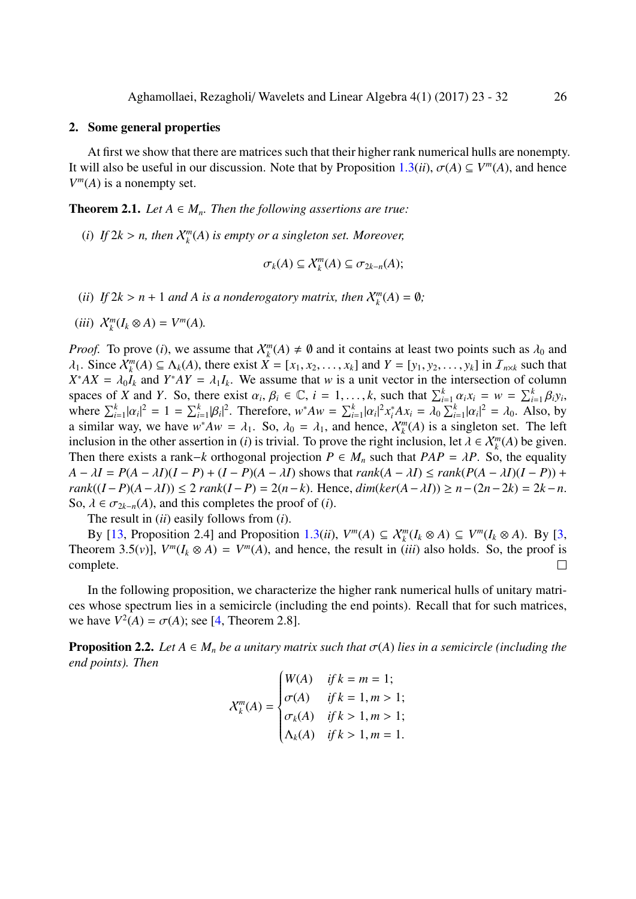## 2. Some general properties

At first we show that there are matrices such that their higher rank numerical hulls are nonempty. It will also be useful in our discussion. Note that by Proposition 1.3($ii$), $\sigma(A) \subseteq V^m(A)$, and hence $V^m(A)$ is a nonempty set.

**Theorem 2.1.** *Let $A \in M_n$. Then the following assertions are true:*

($i$) *If $2k > n$, then $\mathcal{X}_k^m(A)$ is empty or a singleton set. Moreover,*

$$\sigma_k(A) \subseteq \mathcal{X}_k^m(A) \subseteq \sigma_{2k-n}(A);$$

($ii$) *If $2k > n+1$ and $A$ is a nonderogatory matrix, then $\mathcal{X}_k^m(A) = \emptyset$;*

($iii$) *$\mathcal{X}_k^m(I_k \otimes A) = V^m(A)$.*

*Proof.* To prove ($i$), we assume that $\mathcal{X}_k^m(A) \neq \emptyset$ and it contains at least two points such as $\lambda_0$ and $\lambda_1$. Since $\mathcal{X}_k^m(A) \subseteq \Lambda_k(A)$, there exist $X = [x_1, x_2, \ldots, x_k]$ and $Y = [y_1, y_2, \ldots, y_k]$ in $\mathcal{I}_{n\times k}$ such that $X^*AX = \lambda_0 I_k$ and $Y^*AY = \lambda_1 I_k$. We assume that $w$ is a unit vector in the intersection of column spaces of $X$ and $Y$. So, there exist $\alpha_i, \beta_i \in \mathbb{C}$, $i = 1, \ldots, k$, such that $\sum_{i=1}^k \alpha_i x_i = w = \sum_{i=1}^k \beta_i y_i$, where $\sum_{i=1}^k |\alpha_i|^2 = 1 = \sum_{i=1}^k |\beta_i|^2$. Therefore, $w^*Aw = \sum_{i=1}^k |\alpha_i|^2 x_i^* A x_i = \lambda_0 \sum_{i=1}^k |\alpha_i|^2 = \lambda_0$. Also, by a similar way, we have $w^*Aw = \lambda_1$. So, $\lambda_0 = \lambda_1$, and hence, $\mathcal{X}_k^m(A)$ is a singleton set. The left inclusion in the other assertion in ($i$) is trivial. To prove the right inclusion, let $\lambda \in \mathcal{X}_k^m(A)$ be given. Then there exists a rank$-k$ orthogonal projection $P \in M_n$ such that $PAP = \lambda P$. So, the equality $A - \lambda I = P(A - \lambda I)(I - P) + (I - P)(A - \lambda I)$ shows that $rank(A - \lambda I) \leq rank(P(A - \lambda I)(I - P)) + rank((I - P)(A - \lambda I)) \leq 2\, rank(I - P) = 2(n - k)$. Hence, $dim(ker(A - \lambda I)) \geq n - (2n - 2k) = 2k - n$. So, $\lambda \in \sigma_{2k-n}(A)$, and this completes the proof of ($i$).

The result in ($ii$) easily follows from ($i$).

By [13, Proposition 2.4] and Proposition 1.3($ii$), $V^m(A) \subseteq \mathcal{X}_k^m(I_k \otimes A) \subseteq V^m(I_k \otimes A)$. By [3, Theorem 3.5($v$)], $V^m(I_k \otimes A) = V^m(A)$, and hence, the result in ($iii$) also holds. So, the proof is complete. □

In the following proposition, we characterize the higher rank numerical hulls of unitary matrices whose spectrum lies in a semicircle (including the end points). Recall that for such matrices, we have $V^2(A) = \sigma(A)$; see [4, Theorem 2.8].

**Proposition 2.2.** *Let $A \in M_n$ be a unitary matrix such that $\sigma(A)$ lies in a semicircle (including the end points). Then*

$$\mathcal{X}_k^m(A) = \begin{cases} W(A) & \text{if } k = m = 1; \\ \sigma(A) & \text{if } k = 1, m > 1; \\ \sigma_k(A) & \text{if } k > 1, m > 1; \\ \Lambda_k(A) & \text{if } k > 1, m = 1. \end{cases}$$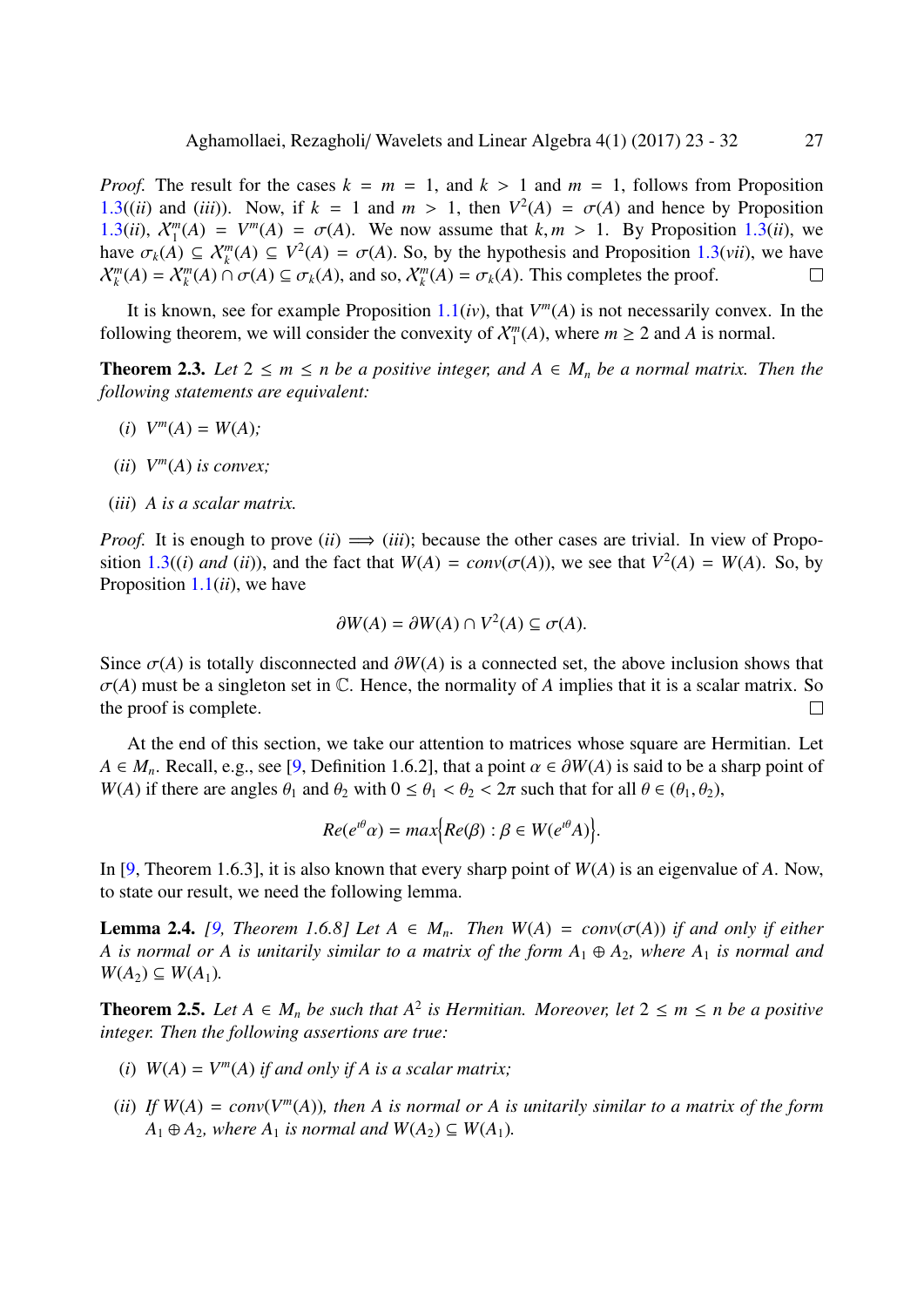*Proof.* The result for the cases $k = m = 1$, and $k > 1$ and $m = 1$, follows from Proposition 1.3((*ii*) and (*iii*)). Now, if $k = 1$ and $m > 1$, then $V^2(A) = \sigma(A)$ and hence by Proposition 1.3(*ii*), $\mathcal{X}_1^m(A) = V^m(A) = \sigma(A)$. We now assume that $k, m > 1$. By Proposition 1.3(*ii*), we have $\sigma_k(A) \subseteq \mathcal{X}_k^m(A) \subseteq V^2(A) = \sigma(A)$. So, by the hypothesis and Proposition 1.3(*vii*), we have $\mathcal{X}_k^m(A) = \mathcal{X}_k^m(A) \cap \sigma(A) \subseteq \sigma_k(A)$, and so, $\mathcal{X}_k^m(A) = \sigma_k(A)$. This completes the proof. $\square$

It is known, see for example Proposition 1.1(*iv*), that $V^m(A)$ is not necessarily convex. In the following theorem, we will consider the convexity of $\mathcal{X}_1^m(A)$, where $m \geq 2$ and $A$ is normal.

**Theorem 2.3.** *Let $2 \leq m \leq n$ be a positive integer, and $A \in M_n$ be a normal matrix. Then the following statements are equivalent:*

- (*i*) *$V^m(A) = W(A)$;*
- (*ii*) *$V^m(A)$ is convex;*
- (*iii*) *$A$ is a scalar matrix.*

*Proof.* It is enough to prove (*ii*) $\Longrightarrow$ (*iii*); because the other cases are trivial. In view of Proposition 1.3((*i*) *and* (*ii*)), and the fact that $W(A) = conv(\sigma(A))$, we see that $V^2(A) = W(A)$. So, by Proposition 1.1(*ii*), we have

$$\partial W(A) = \partial W(A) \cap V^2(A) \subseteq \sigma(A).$$

Since $\sigma(A)$ is totally disconnected and $\partial W(A)$ is a connected set, the above inclusion shows that $\sigma(A)$ must be a singleton set in $\mathbb{C}$. Hence, the normality of $A$ implies that it is a scalar matrix. So the proof is complete. $\square$

At the end of this section, we take our attention to matrices whose square are Hermitian. Let $A \in M_n$. Recall, e.g., see [9, Definition 1.6.2], that a point $\alpha \in \partial W(A)$ is said to be a sharp point of $W(A)$ if there are angles $\theta_1$ and $\theta_2$ with $0 \leq \theta_1 < \theta_2 < 2\pi$ such that for all $\theta \in (\theta_1, \theta_2)$,

$$Re(e^{i\theta}\alpha) = max\Big\{Re(\beta) : \beta \in W(e^{i\theta}A)\Big\}.$$

In [9, Theorem 1.6.3], it is also known that every sharp point of $W(A)$ is an eigenvalue of $A$. Now, to state our result, we need the following lemma.

**Lemma 2.4.** *[9, Theorem 1.6.8] Let $A \in M_n$. Then $W(A) = conv(\sigma(A))$ if and only if either $A$ is normal or $A$ is unitarily similar to a matrix of the form $A_1 \oplus A_2$, where $A_1$ is normal and $W(A_2) \subseteq W(A_1)$.*

**Theorem 2.5.** *Let $A \in M_n$ be such that $A^2$ is Hermitian. Moreover, let $2 \leq m \leq n$ be a positive integer. Then the following assertions are true:*

- (*i*) *$W(A) = V^m(A)$ if and only if $A$ is a scalar matrix;*
- (*ii*) *If $W(A) = conv(V^m(A))$, then $A$ is normal or $A$ is unitarily similar to a matrix of the form $A_1 \oplus A_2$, where $A_1$ is normal and $W(A_2) \subseteq W(A_1)$.*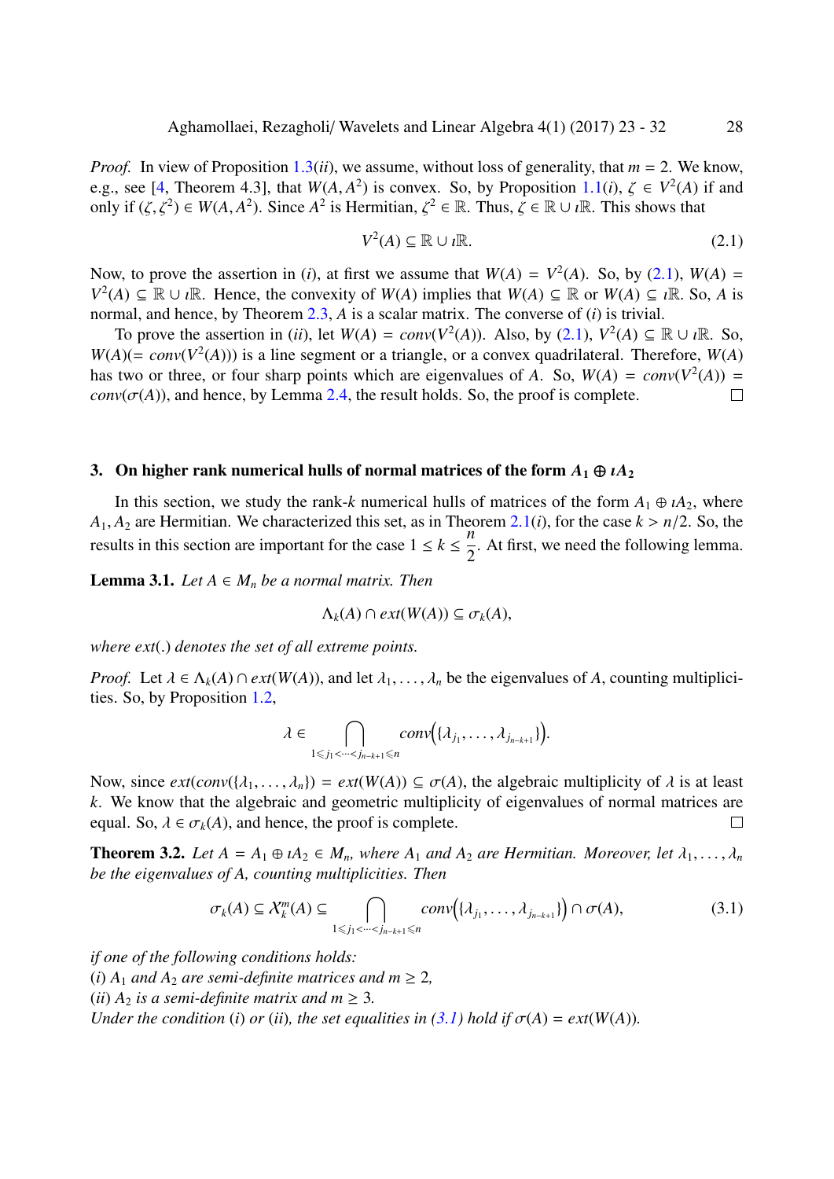*Proof.* In view of Proposition 1.3(*ii*), we assume, without loss of generality, that $m = 2$. We know, e.g., see [4, Theorem 4.3], that $W(A, A^2)$ is convex. So, by Proposition 1.1(*i*), $\zeta \in V^2(A)$ if and only if $(\zeta, \zeta^2) \in W(A, A^2)$. Since $A^2$ is Hermitian, $\zeta^2 \in \mathbb{R}$. Thus, $\zeta \in \mathbb{R} \cup \imath\mathbb{R}$. This shows that

$$V^2(A) \subseteq \mathbb{R} \cup \imath\mathbb{R}. \tag{2.1}$$

Now, to prove the assertion in (*i*), at first we assume that $W(A) = V^2(A)$. So, by (2.1), $W(A) = V^2(A) \subseteq \mathbb{R} \cup \imath\mathbb{R}$. Hence, the convexity of $W(A)$ implies that $W(A) \subseteq \mathbb{R}$ or $W(A) \subseteq \imath\mathbb{R}$. So, $A$ is normal, and hence, by Theorem 2.3, $A$ is a scalar matrix. The converse of (*i*) is trivial.

To prove the assertion in (*ii*), let $W(A) = conv(V^2(A))$. Also, by (2.1), $V^2(A) \subseteq \mathbb{R} \cup \imath\mathbb{R}$. So, $W(A)(= conv(V^2(A)))$ is a line segment or a triangle, or a convex quadrilateral. Therefore, $W(A)$ has two or three, or four sharp points which are eigenvalues of $A$. So, $W(A) = conv(V^2(A)) = conv(\sigma(A))$, and hence, by Lemma 2.4, the result holds. So, the proof is complete. □

## 3. On higher rank numerical hulls of normal matrices of the form $A_1 \oplus \imath A_2$

In this section, we study the rank-$k$ numerical hulls of matrices of the form $A_1 \oplus \imath A_2$, where $A_1, A_2$ are Hermitian. We characterized this set, as in Theorem 2.1(*i*), for the case $k > n/2$. So, the results in this section are important for the case $1 \le k \le \frac{n}{2}$. At first, we need the following lemma.

**Lemma 3.1.** *Let $A \in M_n$ be a normal matrix. Then*

$$\Lambda_k(A) \cap ext(W(A)) \subseteq \sigma_k(A),$$

*where ext(.) denotes the set of all extreme points.*

*Proof.* Let $\lambda \in \Lambda_k(A) \cap ext(W(A))$, and let $\lambda_1, \ldots, \lambda_n$ be the eigenvalues of $A$, counting multiplicities. So, by Proposition 1.2,

$$\lambda \in \bigcap_{1 \leqslant j_1 < \cdots < j_{n-k+1} \leqslant n} conv\Big(\{\lambda_{j_1}, \ldots, \lambda_{j_{n-k+1}}\}\Big).$$

Now, since $ext(conv(\{\lambda_1, \ldots, \lambda_n\}) = ext(W(A)) \subseteq \sigma(A)$, the algebraic multiplicity of $\lambda$ is at least $k$. We know that the algebraic and geometric multiplicity of eigenvalues of normal matrices are equal. So, $\lambda \in \sigma_k(A)$, and hence, the proof is complete. □

**Theorem 3.2.** *Let $A = A_1 \oplus \imath A_2 \in M_n$, where $A_1$ and $A_2$ are Hermitian. Moreover, let $\lambda_1, \ldots, \lambda_n$ be the eigenvalues of $A$, counting multiplicities. Then*

$$\sigma_k(A) \subseteq \mathcal{X}_k^m(A) \subseteq \bigcap_{1 \leqslant j_1 < \cdots < j_{n-k+1} \leqslant n} conv\Big(\{\lambda_{j_1}, \ldots, \lambda_{j_{n-k+1}}\}\Big) \cap \sigma(A), \tag{3.1}$$

*if one of the following conditions holds:*
*(i) $A_1$ and $A_2$ are semi-definite matrices and $m \ge 2$,*
*(ii) $A_2$ is a semi-definite matrix and $m \ge 3$.*
*Under the condition (i) or (ii), the set equalities in (3.1) hold if $\sigma(A) = ext(W(A))$.*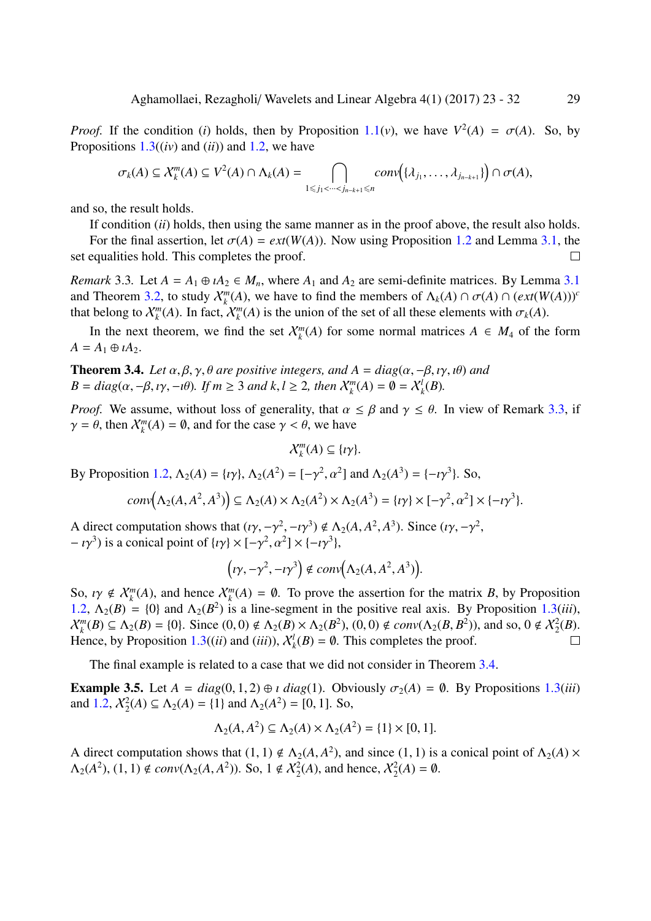*Proof.* If the condition ($i$) holds, then by Proposition 1.1($v$), we have $V^2(A) = \sigma(A)$. So, by Propositions 1.3(($iv$) and ($ii$)) and 1.2, we have

$$\sigma_k(A) \subseteq \mathcal{X}_k^m(A) \subseteq V^2(A) \cap \Lambda_k(A) = \bigcap_{1 \leqslant j_1 < \cdots < j_{n-k+1} \leqslant n} conv\Big(\{\lambda_{j_1}, \ldots, \lambda_{j_{n-k+1}}\}\Big) \cap \sigma(A),$$

and so, the result holds.

If condition ($ii$) holds, then using the same manner as in the proof above, the result also holds.

For the final assertion, let $\sigma(A) = ext(W(A))$. Now using Proposition 1.2 and Lemma 3.1, the set equalities hold. This completes the proof. □

*Remark* 3.3. Let $A = A_1 \oplus \imath A_2 \in M_n$, where $A_1$ and $A_2$ are semi-definite matrices. By Lemma 3.1 and Theorem 3.2, to study $\mathcal{X}_k^m(A)$, we have to find the members of $\Lambda_k(A) \cap \sigma(A) \cap (ext(W(A)))^c$ that belong to $\mathcal{X}_k^m(A)$. In fact, $\mathcal{X}_k^m(A)$ is the union of the set of all these elements with $\sigma_k(A)$.

In the next theorem, we find the set $\mathcal{X}_k^m(A)$ for some normal matrices $A \in M_4$ of the form $A = A_1 \oplus \imath A_2$.

**Theorem 3.4.** *Let $\alpha, \beta, \gamma, \theta$ are positive integers, and $A = diag(\alpha, -\beta, \imath\gamma, \imath\theta)$ and $B = diag(\alpha, -\beta, \imath\gamma, -\imath\theta)$. If $m \geq 3$ and $k, l \geq 2$, then $\mathcal{X}_k^m(A) = \emptyset = \mathcal{X}_k^l(B)$.*

*Proof.* We assume, without loss of generality, that $\alpha \leq \beta$ and $\gamma \leq \theta$. In view of Remark 3.3, if $\gamma = \theta$, then $\mathcal{X}_k^m(A) = \emptyset$, and for the case $\gamma < \theta$, we have

$$\mathcal{X}_k^m(A) \subseteq \{\imath\gamma\}.$$

By Proposition 1.2, $\Lambda_2(A) = \{\imath\gamma\}$, $\Lambda_2(A^2) = [-\gamma^2, \alpha^2]$ and $\Lambda_2(A^3) = \{-\imath\gamma^3\}$. So,

$$conv\Big(\Lambda_2(A, A^2, A^3)\Big) \subseteq \Lambda_2(A) \times \Lambda_2(A^2) \times \Lambda_2(A^3) = \{\imath\gamma\} \times [-\gamma^2, \alpha^2] \times \{-\imath\gamma^3\}.$$

A direct computation shows that $(\imath\gamma, -\gamma^2, -\imath\gamma^3) \notin \Lambda_2(A, A^2, A^3)$. Since $(\imath\gamma, -\gamma^2, -\imath\gamma^3)$ is a conical point of $\{\imath\gamma\} \times [-\gamma^2, \alpha^2] \times \{-\imath\gamma^3\}$,

$$\Big(\imath\gamma, -\gamma^2, -\imath\gamma^3\Big) \notin conv\Big(\Lambda_2(A, A^2, A^3)\Big).$$

So, $\imath\gamma \notin \mathcal{X}_k^m(A)$, and hence $\mathcal{X}_k^m(A) = \emptyset$. To prove the assertion for the matrix $B$, by Proposition 1.2, $\Lambda_2(B) = \{0\}$ and $\Lambda_2(B^2)$ is a line-segment in the positive real axis. By Proposition 1.3($iii$), $\mathcal{X}_k^m(B) \subseteq \Lambda_2(B) = \{0\}$. Since $(0,0) \notin \Lambda_2(B) \times \Lambda_2(B^2)$, $(0,0) \notin conv(\Lambda_2(B, B^2))$, and so, $0 \notin \mathcal{X}_2^2(B)$. Hence, by Proposition 1.3(($ii$) and ($iii$)), $\mathcal{X}_k^l(B) = \emptyset$. This completes the proof. □

The final example is related to a case that we did not consider in Theorem 3.4.

**Example 3.5.** Let $A = diag(0, 1, 2) \oplus \imath\, diag(1)$. Obviously $\sigma_2(A) = \emptyset$. By Propositions 1.3($iii$) and 1.2, $\mathcal{X}_2^2(A) \subseteq \Lambda_2(A) = \{1\}$ and $\Lambda_2(A^2) = [0, 1]$. So,

$$\Lambda_2(A, A^2) \subseteq \Lambda_2(A) \times \Lambda_2(A^2) = \{1\} \times [0, 1].$$

A direct computation shows that $(1, 1) \notin \Lambda_2(A, A^2)$, and since $(1, 1)$ is a conical point of $\Lambda_2(A) \times \Lambda_2(A^2)$, $(1, 1) \notin conv(\Lambda_2(A, A^2))$. So, $1 \notin \mathcal{X}_2^2(A)$, and hence, $\mathcal{X}_2^2(A) = \emptyset$.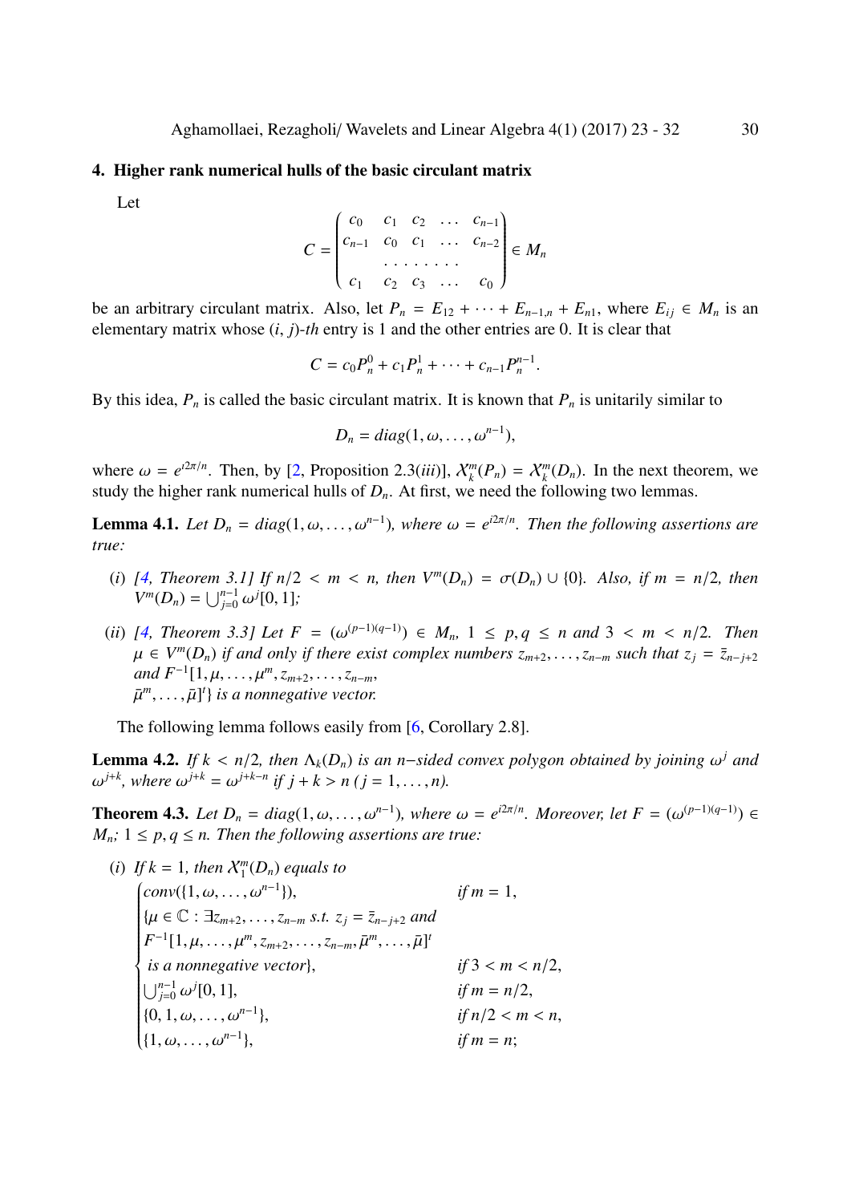## 4. Higher rank numerical hulls of the basic circulant matrix

Let

$$C = \begin{pmatrix} c_0 & c_1 & c_2 & \dots & c_{n-1} \\ c_{n-1} & c_0 & c_1 & \dots & c_{n-2} \\ & & \dots\dots\dots & & \\ c_1 & c_2 & c_3 & \dots & c_0 \end{pmatrix} \in M_n$$

be an arbitrary circulant matrix. Also, let $P_n = E_{12} + \cdots + E_{n-1,n} + E_{n1}$, where $E_{ij} \in M_n$ is an elementary matrix whose $(i, j)$-*th* entry is 1 and the other entries are 0. It is clear that

$$C = c_0 P_n^0 + c_1 P_n^1 + \cdots + c_{n-1} P_n^{n-1}.$$

By this idea, $P_n$ is called the basic circulant matrix. It is known that $P_n$ is unitarily similar to

$$D_n = diag(1, \omega, \dots, \omega^{n-1}),$$

where $\omega = e^{i2\pi/n}$. Then, by [2, Proposition 2.3(*iii*)], $\mathcal{X}_k^m(P_n) = \mathcal{X}_k^m(D_n)$. In the next theorem, we study the higher rank numerical hulls of $D_n$. At first, we need the following two lemmas.

**Lemma 4.1.** *Let $D_n = diag(1, \omega, \dots, \omega^{n-1})$, where $\omega = e^{i2\pi/n}$. Then the following assertions are true:*

(*i*) *[4, Theorem 3.1] If $n/2 < m < n$, then $V^m(D_n) = \sigma(D_n) \cup \{0\}$. Also, if $m = n/2$, then $V^m(D_n) = \bigcup_{j=0}^{n-1} \omega^j [0, 1]$;*

(*ii*) *[4, Theorem 3.3] Let $F = (\omega^{(p-1)(q-1)}) \in M_n$, $1 \le p, q \le n$ and $3 < m < n/2$. Then $\mu \in V^m(D_n)$ if and only if there exist complex numbers $z_{m+2}, \dots, z_{n-m}$ such that $z_j = \bar{z}_{n-j+2}$ and $F^{-1}[1, \mu, \dots, \mu^m, z_{m+2}, \dots, z_{n-m}, \bar{\mu}^m, \dots, \bar{\mu}]^t\}$ is a nonnegative vector.*

The following lemma follows easily from [6, Corollary 2.8].

**Lemma 4.2.** *If $k < n/2$, then $\Lambda_k(D_n)$ is an $n$−sided convex polygon obtained by joining $\omega^j$ and $\omega^{j+k}$, where $\omega^{j+k} = \omega^{j+k-n}$ if $j + k > n$ ($j = 1, \dots, n$).*

**Theorem 4.3.** *Let $D_n = diag(1, \omega, \dots, \omega^{n-1})$, where $\omega = e^{i2\pi/n}$. Moreover, let $F = (\omega^{(p-1)(q-1)}) \in M_n$; $1 \le p, q \le n$. Then the following assertions are true:*

(*i*) *If $k = 1$, then $\mathcal{X}_1^m(D_n)$ equals to*

$$\begin{cases} conv(\{1, \omega, \dots, \omega^{n-1}\}), & \text{if } m = 1, \\ \{\mu \in \mathbb{C} : \exists z_{m+2}, \dots, z_{n-m} \text{ s.t. } z_j = \bar{z}_{n-j+2} \text{ and} & \\ F^{-1}[1, \mu, \dots, \mu^m, z_{m+2}, \dots, z_{n-m}, \bar{\mu}^m, \dots, \bar{\mu}]^t & \\ \text{ is a nonnegative vector}\}, & \text{if } 3 < m < n/2, \\ \bigcup_{j=0}^{n-1} \omega^j [0, 1], & \text{if } m = n/2, \\ \{0, 1, \omega, \dots, \omega^{n-1}\}, & \text{if } n/2 < m < n, \\ \{1, \omega, \dots, \omega^{n-1}\}, & \text{if } m = n; \end{cases}$$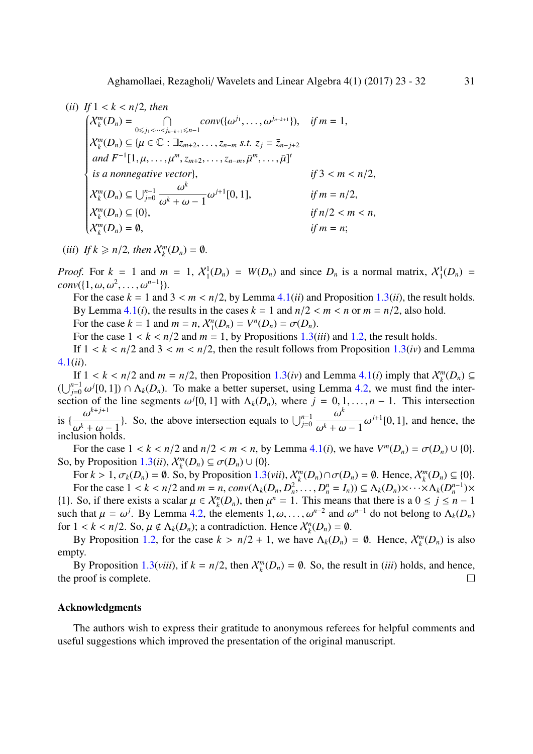(*ii*) *If* $1 < k < n/2$, *then*

$$
\begin{cases}
\mathcal{X}_k^m(D_n) = \bigcap\limits_{0 \leqslant j_1 < \cdots < j_{n-k+1} \leqslant n-1} conv(\{\omega^{j_1}, \ldots, \omega^{j_{n-k+1}}\}), & \text{if } m = 1, \\
\mathcal{X}_k^m(D_n) \subseteq \{\mu \in \mathbb{C} : \exists z_{m+2}, \ldots, z_{n-m} \text{ s.t. } z_j = \bar{z}_{n-j+2} & \\
\quad \text{and } F^{-1}[1, \mu, \ldots, \mu^m, z_{m+2}, \ldots, z_{n-m}, \bar{\mu}^m, \ldots, \bar{\mu}]^t & \\
\quad \text{is a nonnegative vector}\}, & \text{if } 3 < m < n/2, \\
\mathcal{X}_k^m(D_n) \subseteq \bigcup_{j=0}^{n-1} \dfrac{\omega^k}{\omega^k + \omega - 1} \omega^{j+1}[0, 1], & \text{if } m = n/2, \\
\mathcal{X}_k^m(D_n) \subseteq \{0\}, & \text{if } n/2 < m < n, \\
\mathcal{X}_k^m(D_n) = \emptyset, & \text{if } m = n;
\end{cases}
$$

(*iii*) *If* $k \geqslant n/2$, *then* $\mathcal{X}_k^m(D_n) = \emptyset$.

*Proof.* For $k = 1$ and $m = 1$, $\mathcal{X}_1^1(D_n) = W(D_n)$ and since $D_n$ is a normal matrix, $\mathcal{X}_1^1(D_n) = conv(\{1, \omega, \omega^2, \ldots, \omega^{n-1}\})$.

For the case $k = 1$ and $3 < m < n/2$, by Lemma 4.1(*ii*) and Proposition 1.3(*ii*), the result holds.

By Lemma 4.1(*i*), the results in the cases $k = 1$ and $n/2 < m < n$ or $m = n/2$, also hold.

For the case $k = 1$ and $m = n$, $\mathcal{X}_1^n(D_n) = V^n(D_n) = \sigma(D_n)$.

For the case $1 < k < n/2$ and $m = 1$, by Propositions 1.3(*iii*) and 1.2, the result holds.

If $1 < k < n/2$ and $3 < m < n/2$, then the result follows from Proposition 1.3(*iv*) and Lemma 4.1(*ii*).

If $1 < k < n/2$ and $m = n/2$, then Proposition 1.3(*iv*) and Lemma 4.1(*i*) imply that $\mathcal{X}_k^m(D_n) \subseteq (\bigcup_{j=0}^{n-1} \omega^j[0, 1]) \cap \Lambda_k(D_n)$. To make a better superset, using Lemma 4.2, we must find the intersection of the line segments $\omega^j[0, 1]$ with $\Lambda_k(D_n)$, where $j = 0, 1, \ldots, n-1$. This intersection is $\{\dfrac{\omega^{k+j+1}}{\omega^k + \omega - 1}\}$. So, the above intersection equals to $\bigcup_{j=0}^{n-1} \dfrac{\omega^k}{\omega^k + \omega - 1} \omega^{j+1}[0, 1]$, and hence, the inclusion holds.

For the case $1 < k < n/2$ and $n/2 < m < n$, by Lemma 4.1(*i*), we have $V^m(D_n) = \sigma(D_n) \cup \{0\}$. So, by Proposition 1.3(*ii*), $\mathcal{X}_k^m(D_n) \subseteq \sigma(D_n) \cup \{0\}$.

For $k > 1$, $\sigma_k(D_n) = \emptyset$. So, by Proposition 1.3(*vii*), $\mathcal{X}_k^m(D_n) \cap \sigma(D_n) = \emptyset$. Hence, $\mathcal{X}_k^m(D_n) \subseteq \{0\}$.

For the case $1 < k < n/2$ and $m = n$, $conv(\Lambda_k(D_n, D_n^2, \ldots, D_n^n = I_n)) \subseteq \Lambda_k(D_n) \times \cdots \times \Lambda_k(D_n^{n-1}) \times \{1\}$. So, if there exists a scalar $\mu \in \mathcal{X}_k^n(D_n)$, then $\mu^n = 1$. This means that there is a $0 \leq j \leq n-1$ such that $\mu = \omega^j$. By Lemma 4.2, the elements $1, \omega, \ldots, \omega^{n-2}$ and $\omega^{n-1}$ do not belong to $\Lambda_k(D_n)$ for $1 < k < n/2$. So, $\mu \notin \Lambda_k(D_n)$; a contradiction. Hence $\mathcal{X}_k^n(D_n) = \emptyset$.

By Proposition 1.2, for the case $k > n/2 + 1$, we have $\Lambda_k(D_n) = \emptyset$. Hence, $\mathcal{X}_k^m(D_n)$ is also empty.

By Proposition 1.3(*viii*), if $k = n/2$, then $\mathcal{X}_k^m(D_n) = \emptyset$. So, the result in (*iii*) holds, and hence, the proof is complete. □

## Acknowledgments

The authors wish to express their gratitude to anonymous referees for helpful comments and useful suggestions which improved the presentation of the original manuscript.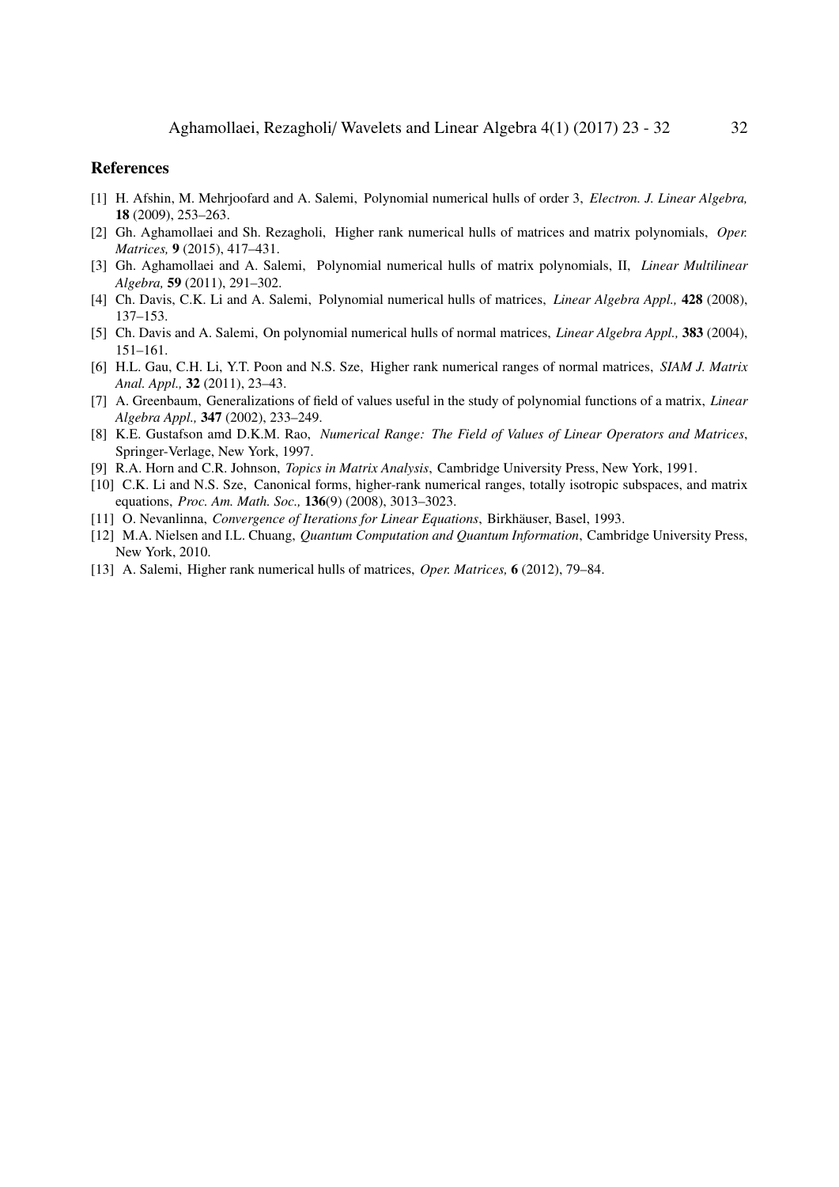## References

[1] H. Afshin, M. Mehrjoofard and A. Salemi, Polynomial numerical hulls of order 3, *Electron. J. Linear Algebra,* **18** (2009), 253–263.

[2] Gh. Aghamollaei and Sh. Rezagholi, Higher rank numerical hulls of matrices and matrix polynomials, *Oper. Matrices,* **9** (2015), 417–431.

[3] Gh. Aghamollaei and A. Salemi, Polynomial numerical hulls of matrix polynomials, II, *Linear Multilinear Algebra,* **59** (2011), 291–302.

[4] Ch. Davis, C.K. Li and A. Salemi, Polynomial numerical hulls of matrices, *Linear Algebra Appl.,* **428** (2008), 137–153.

[5] Ch. Davis and A. Salemi, On polynomial numerical hulls of normal matrices, *Linear Algebra Appl.,* **383** (2004), 151–161.

[6] H.L. Gau, C.H. Li, Y.T. Poon and N.S. Sze, Higher rank numerical ranges of normal matrices, *SIAM J. Matrix Anal. Appl.,* **32** (2011), 23–43.

[7] A. Greenbaum, Generalizations of field of values useful in the study of polynomial functions of a matrix, *Linear Algebra Appl.,* **347** (2002), 233–249.

[8] K.E. Gustafson amd D.K.M. Rao, *Numerical Range: The Field of Values of Linear Operators and Matrices*, Springer-Verlage, New York, 1997.

[9] R.A. Horn and C.R. Johnson, *Topics in Matrix Analysis*, Cambridge University Press, New York, 1991.

[10] C.K. Li and N.S. Sze, Canonical forms, higher-rank numerical ranges, totally isotropic subspaces, and matrix equations, *Proc. Am. Math. Soc.,* **136**(9) (2008), 3013–3023.

[11] O. Nevanlinna, *Convergence of Iterations for Linear Equations*, Birkhäuser, Basel, 1993.

[12] M.A. Nielsen and I.L. Chuang, *Quantum Computation and Quantum Information*, Cambridge University Press, New York, 2010.

[13] A. Salemi, Higher rank numerical hulls of matrices, *Oper. Matrices,* **6** (2012), 79–84.